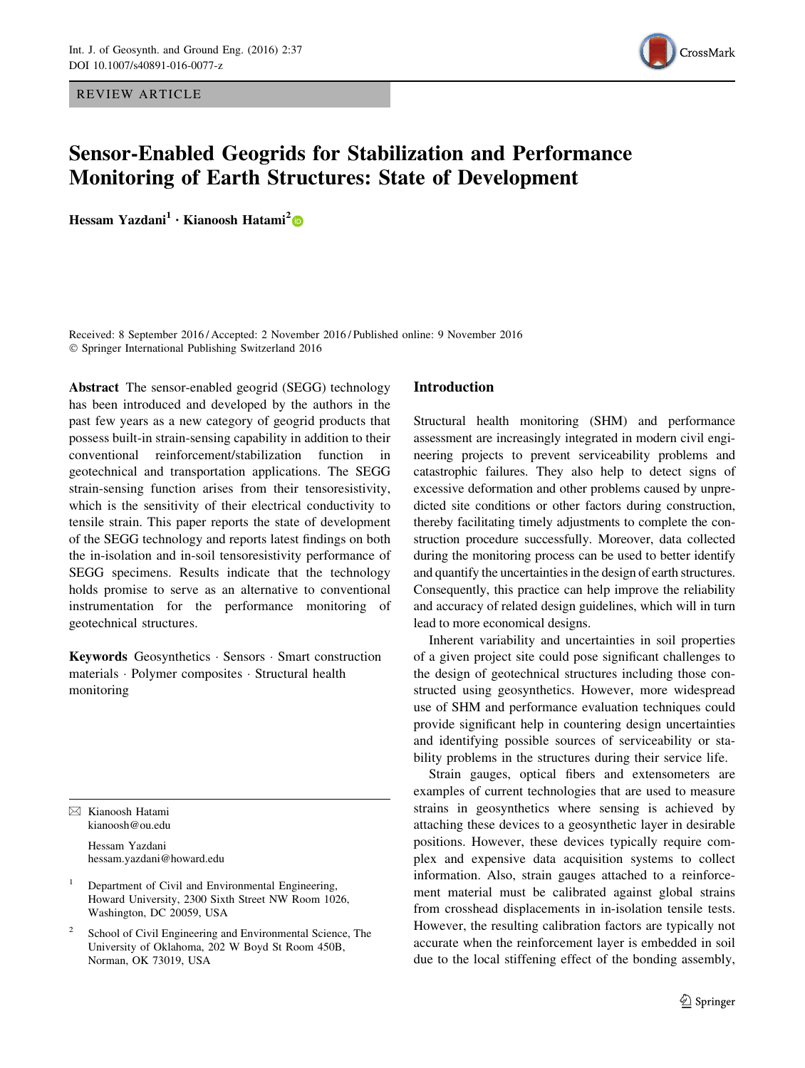REVIEW ARTICLE

# Sensor-Enabled Geogrids for Stabilization and Performance Monitoring of Earth Structures: State of Development

**Hessam Yazdani[1] · Kianoosh Hatami[2]**

Received: 8 September 2016 / Accepted: 2 November 2016 / Published online: 9 November 2016
© Springer International Publishing Switzerland 2016

**Abstract** The sensor-enabled geogrid (SEGG) technology has been introduced and developed by the authors in the past few years as a new category of geogrid products that possess built-in strain-sensing capability in addition to their conventional reinforcement/stabilization function in geotechnical and transportation applications. The SEGG strain-sensing function arises from their tensoresistivity, which is the sensitivity of their electrical conductivity to tensile strain. This paper reports the state of development of the SEGG technology and reports latest findings on both the in-isolation and in-soil tensoresistivity performance of SEGG specimens. Results indicate that the technology holds promise to serve as an alternative to conventional instrumentation for the performance monitoring of geotechnical structures.

**Keywords** Geosynthetics · Sensors · Smart construction materials · Polymer composites · Structural health monitoring

✉ Kianoosh Hatami
kianoosh@ou.edu

Hessam Yazdani
hessam.yazdani@howard.edu

[1] Department of Civil and Environmental Engineering, Howard University, 2300 Sixth Street NW Room 1026, Washington, DC 20059, USA

[2] School of Civil Engineering and Environmental Science, The University of Oklahoma, 202 W Boyd St Room 450B, Norman, OK 73019, USA

## Introduction

Structural health monitoring (SHM) and performance assessment are increasingly integrated in modern civil engineering projects to prevent serviceability problems and catastrophic failures. They also help to detect signs of excessive deformation and other problems caused by unpredicted site conditions or other factors during construction, thereby facilitating timely adjustments to complete the construction procedure successfully. Moreover, data collected during the monitoring process can be used to better identify and quantify the uncertainties in the design of earth structures. Consequently, this practice can help improve the reliability and accuracy of related design guidelines, which will in turn lead to more economical designs.

Inherent variability and uncertainties in soil properties of a given project site could pose significant challenges to the design of geotechnical structures including those constructed using geosynthetics. However, more widespread use of SHM and performance evaluation techniques could provide significant help in countering design uncertainties and identifying possible sources of serviceability or stability problems in the structures during their service life.

Strain gauges, optical fibers and extensometers are examples of current technologies that are used to measure strains in geosynthetics where sensing is achieved by attaching these devices to a geosynthetic layer in desirable positions. However, these devices typically require complex and expensive data acquisition systems to collect information. Also, strain gauges attached to a reinforcement material must be calibrated against global strains from crosshead displacements in in-isolation tensile tests. However, the resulting calibration factors are typically not accurate when the reinforcement layer is embedded in soil due to the local stiffening effect of the bonding assembly,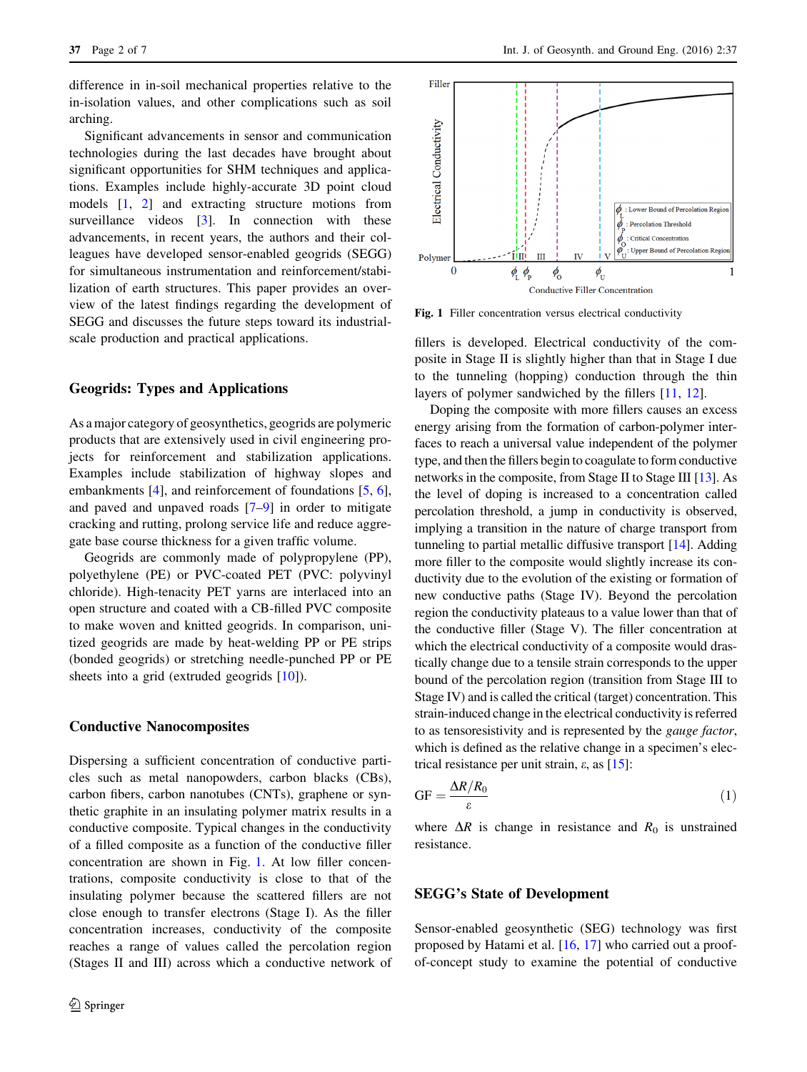difference in in-soil mechanical properties relative to the in-isolation values, and other complications such as soil arching.

Significant advancements in sensor and communication technologies during the last decades have brought about significant opportunities for SHM techniques and applications. Examples include highly-accurate 3D point cloud models [1, 2] and extracting structure motions from surveillance videos [3]. In connection with these advancements, in recent years, the authors and their colleagues have developed sensor-enabled geogrids (SEGG) for simultaneous instrumentation and reinforcement/stabilization of earth structures. This paper provides an overview of the latest findings regarding the development of SEGG and discusses the future steps toward its industrial-scale production and practical applications.

## Geogrids: Types and Applications

As a major category of geosynthetics, geogrids are polymeric products that are extensively used in civil engineering projects for reinforcement and stabilization applications. Examples include stabilization of highway slopes and embankments [4], and reinforcement of foundations [5, 6], and paved and unpaved roads [7–9] in order to mitigate cracking and rutting, prolong service life and reduce aggregate base course thickness for a given traffic volume.

Geogrids are commonly made of polypropylene (PP), polyethylene (PE) or PVC-coated PET (PVC: polyvinyl chloride). High-tenacity PET yarns are interlaced into an open structure and coated with a CB-filled PVC composite to make woven and knitted geogrids. In comparison, unitized geogrids are made by heat-welding PP or PE strips (bonded geogrids) or stretching needle-punched PP or PE sheets into a grid (extruded geogrids [10]).

## Conductive Nanocomposites

Dispersing a sufficient concentration of conductive particles such as metal nanopowders, carbon blacks (CBs), carbon fibers, carbon nanotubes (CNTs), graphene or synthetic graphite in an insulating polymer matrix results in a conductive composite. Typical changes in the conductivity of a filled composite as a function of the conductive filler concentration are shown in Fig. 1. At low filler concentrations, composite conductivity is close to that of the insulating polymer because the scattered fillers are not close enough to transfer electrons (Stage I). As the filler concentration increases, conductivity of the composite reaches a range of values called the percolation region (Stages II and III) across which a conductive network of fillers is developed. Electrical conductivity of the composite in Stage II is slightly higher than that in Stage I due to the tunneling (hopping) conduction through the thin layers of polymer sandwiched by the fillers [11, 12].

**Fig. 1** Filler concentration versus electrical conductivity

Doping the composite with more fillers causes an excess energy arising from the formation of carbon-polymer interfaces to reach a universal value independent of the polymer type, and then the fillers begin to coagulate to form conductive networks in the composite, from Stage II to Stage III [13]. As the level of doping is increased to a concentration called percolation threshold, a jump in conductivity is observed, implying a transition in the nature of charge transport from tunneling to partial metallic diffusive transport [14]. Adding more filler to the composite would slightly increase its conductivity due to the evolution of the existing or formation of new conductive paths (Stage IV). Beyond the percolation region the conductivity plateaus to a value lower than that of the conductive filler (Stage V). The filler concentration at which the electrical conductivity of a composite would drastically change due to a tensile strain corresponds to the upper bound of the percolation region (transition from Stage III to Stage IV) and is called the critical (target) concentration. This strain-induced change in the electrical conductivity is referred to as tensoresistivity and is represented by the *gauge factor*, which is defined as the relative change in a specimen's electrical resistance per unit strain, $\varepsilon$, as [15]:

$$\mathrm{GF} = \frac{\Delta R / R_0}{\varepsilon} \tag{1}$$

where $\Delta R$ is change in resistance and $R_0$ is unstrained resistance.

## SEGG's State of Development

Sensor-enabled geosynthetic (SEG) technology was first proposed by Hatami et al. [16, 17] who carried out a proof-of-concept study to examine the potential of conductive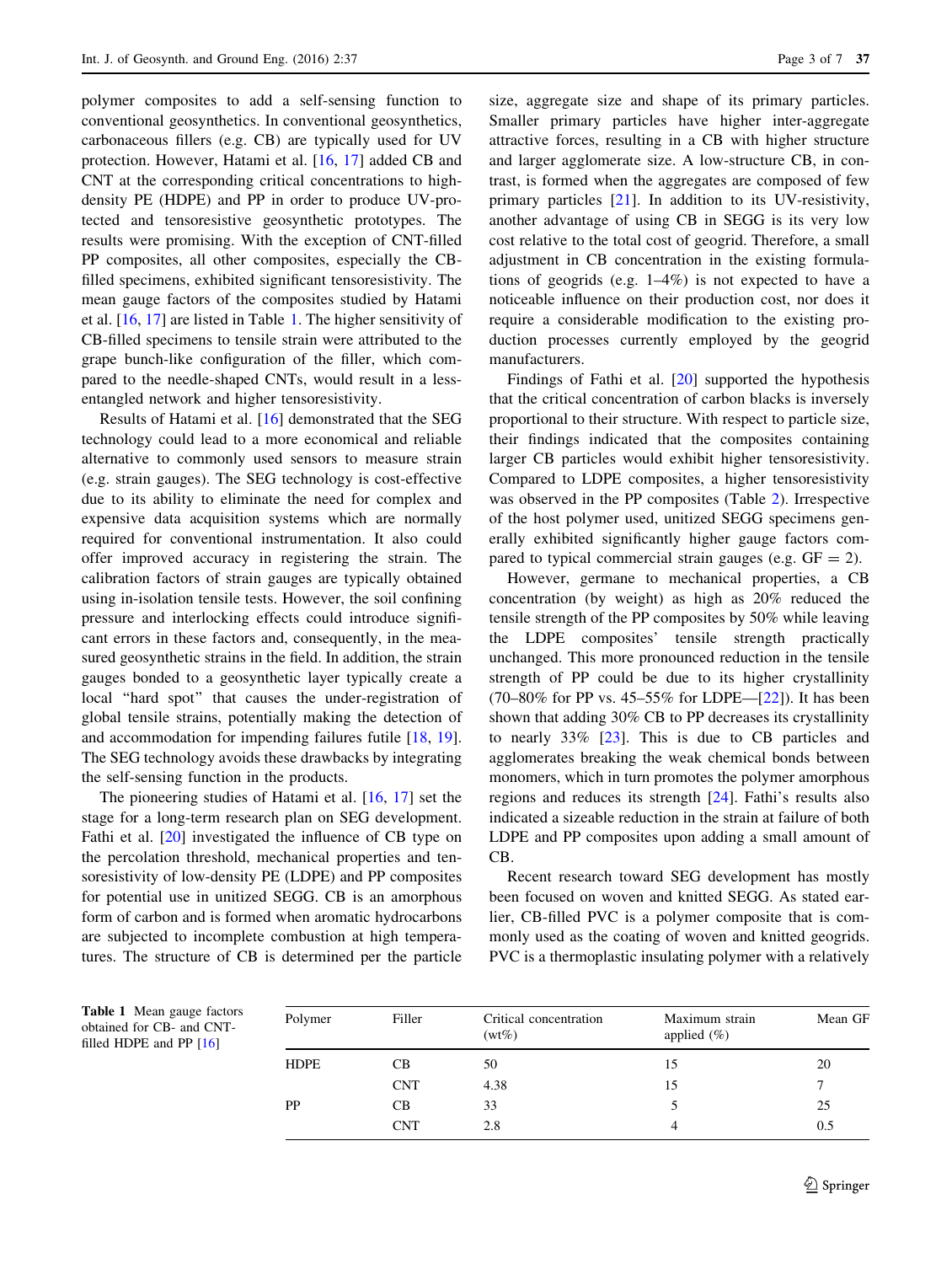polymer composites to add a self-sensing function to conventional geosynthetics. In conventional geosynthetics, carbonaceous fillers (e.g. CB) are typically used for UV protection. However, Hatami et al. [16, 17] added CB and CNT at the corresponding critical concentrations to high-density PE (HDPE) and PP in order to produce UV-protected and tensoresistive geosynthetic prototypes. The results were promising. With the exception of CNT-filled PP composites, all other composites, especially the CB-filled specimens, exhibited significant tensoresistivity. The mean gauge factors of the composites studied by Hatami et al. [16, 17] are listed in Table 1. The higher sensitivity of CB-filled specimens to tensile strain were attributed to the grape bunch-like configuration of the filler, which compared to the needle-shaped CNTs, would result in a less-entangled network and higher tensoresistivity.

Results of Hatami et al. [16] demonstrated that the SEG technology could lead to a more economical and reliable alternative to commonly used sensors to measure strain (e.g. strain gauges). The SEG technology is cost-effective due to its ability to eliminate the need for complex and expensive data acquisition systems which are normally required for conventional instrumentation. It also could offer improved accuracy in registering the strain. The calibration factors of strain gauges are typically obtained using in-isolation tensile tests. However, the soil confining pressure and interlocking effects could introduce significant errors in these factors and, consequently, in the measured geosynthetic strains in the field. In addition, the strain gauges bonded to a geosynthetic layer typically create a local "hard spot" that causes the under-registration of global tensile strains, potentially making the detection of and accommodation for impending failures futile [18, 19]. The SEG technology avoids these drawbacks by integrating the self-sensing function in the products.

The pioneering studies of Hatami et al. [16, 17] set the stage for a long-term research plan on SEG development. Fathi et al. [20] investigated the influence of CB type on the percolation threshold, mechanical properties and tensoresistivity of low-density PE (LDPE) and PP composites for potential use in unitized SEGG. CB is an amorphous form of carbon and is formed when aromatic hydrocarbons are subjected to incomplete combustion at high temperatures. The structure of CB is determined per the particle size, aggregate size and shape of its primary particles. Smaller primary particles have higher inter-aggregate attractive forces, resulting in a CB with higher structure and larger agglomerate size. A low-structure CB, in contrast, is formed when the aggregates are composed of few primary particles [21]. In addition to its UV-resistivity, another advantage of using CB in SEGG is its very low cost relative to the total cost of geogrid. Therefore, a small adjustment in CB concentration in the existing formulations of geogrids (e.g. 1–4%) is not expected to have a noticeable influence on their production cost, nor does it require a considerable modification to the existing production processes currently employed by the geogrid manufacturers.

Findings of Fathi et al. [20] supported the hypothesis that the critical concentration of carbon blacks is inversely proportional to their structure. With respect to particle size, their findings indicated that the composites containing larger CB particles would exhibit higher tensoresistivity. Compared to LDPE composites, a higher tensoresistivity was observed in the PP composites (Table 2). Irrespective of the host polymer used, unitized SEGG specimens generally exhibited significantly higher gauge factors compared to typical commercial strain gauges (e.g. GF = 2).

However, germane to mechanical properties, a CB concentration (by weight) as high as 20% reduced the tensile strength of the PP composites by 50% while leaving the LDPE composites' tensile strength practically unchanged. This more pronounced reduction in the tensile strength of PP could be due to its higher crystallinity (70–80% for PP vs. 45–55% for LDPE—[22]). It has been shown that adding 30% CB to PP decreases its crystallinity to nearly 33% [23]. This is due to CB particles and agglomerates breaking the weak chemical bonds between monomers, which in turn promotes the polymer amorphous regions and reduces its strength [24]. Fathi's results also indicated a sizeable reduction in the strain at failure of both LDPE and PP composites upon adding a small amount of CB.

Recent research toward SEG development has mostly been focused on woven and knitted SEGG. As stated earlier, CB-filled PVC is a polymer composite that is commonly used as the coating of woven and knitted geogrids. PVC is a thermoplastic insulating polymer with a relatively

**Table 1** Mean gauge factors obtained for CB- and CNT-filled HDPE and PP [16]

| Polymer | Filler | Critical concentration (wt%) | Maximum strain applied (%) | Mean GF |
|---|---|---|---|---|
| HDPE | CB | 50 | 15 | 20 |
| | CNT | 4.38 | 15 | 7 |
| PP | CB | 33 | 5 | 25 |
| | CNT | 2.8 | 4 | 0.5 |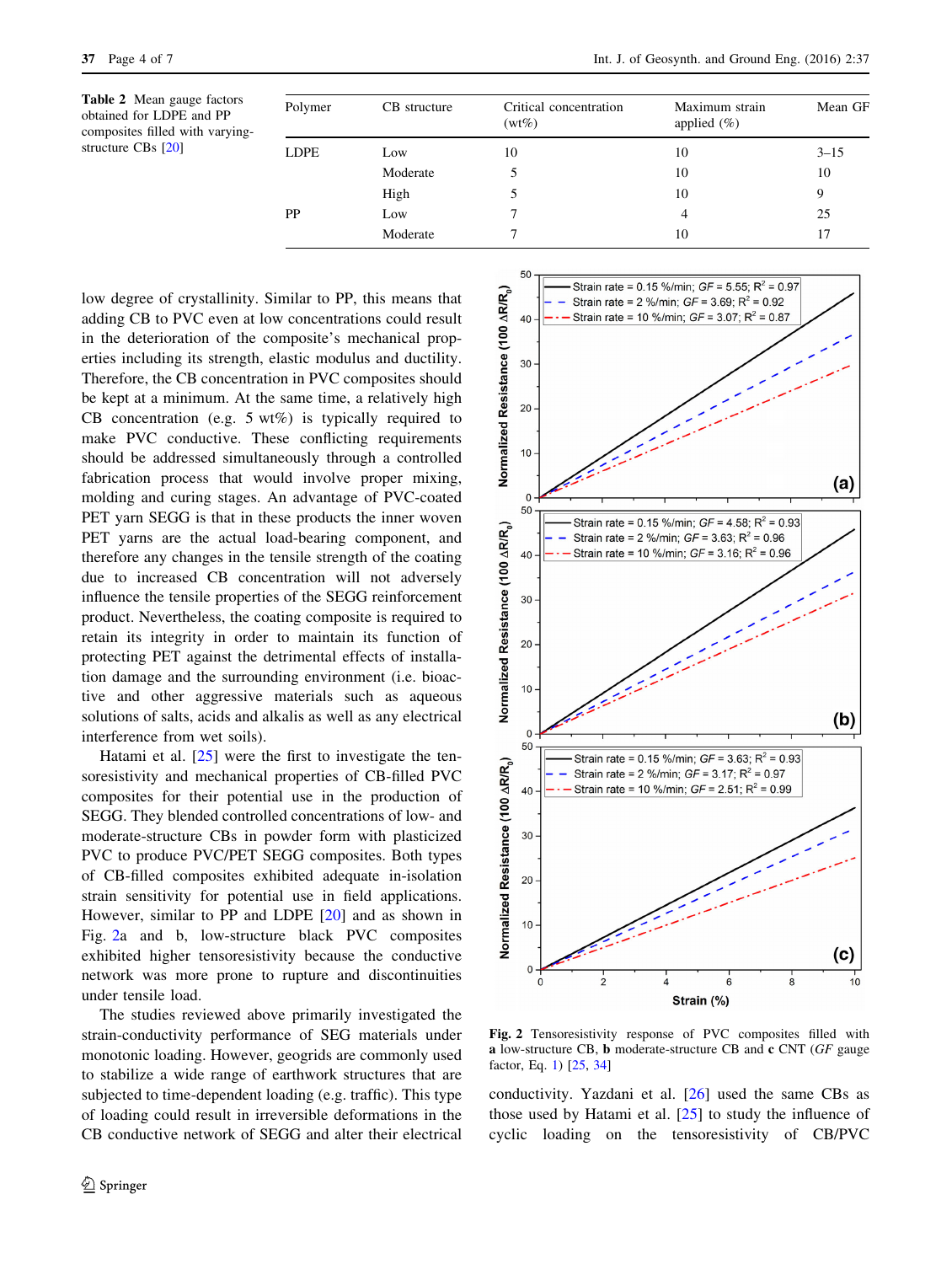**Table 2** Mean gauge factors obtained for LDPE and PP composites filled with varying-structure CBs [20]

| Polymer | CB structure | Critical concentration (wt%) | Maximum strain applied (%) | Mean GF |
|---|---|---|---|---|
| LDPE | Low | 10 | 10 | 3–15 |
| | Moderate | 5 | 10 | 10 |
| | High | 5 | 10 | 9 |
| PP | Low | 7 | 4 | 25 |
| | Moderate | 7 | 10 | 17 |

low degree of crystallinity. Similar to PP, this means that adding CB to PVC even at low concentrations could result in the deterioration of the composite's mechanical properties including its strength, elastic modulus and ductility. Therefore, the CB concentration in PVC composites should be kept at a minimum. At the same time, a relatively high CB concentration (e.g. 5 wt%) is typically required to make PVC conductive. These conflicting requirements should be addressed simultaneously through a controlled fabrication process that would involve proper mixing, molding and curing stages. An advantage of PVC-coated PET yarn SEGG is that in these products the inner woven PET yarns are the actual load-bearing component, and therefore any changes in the tensile strength of the coating due to increased CB concentration will not adversely influence the tensile properties of the SEGG reinforcement product. Nevertheless, the coating composite is required to retain its integrity in order to maintain its function of protecting PET against the detrimental effects of installation damage and the surrounding environment (i.e. bioactive and other aggressive materials such as aqueous solutions of salts, acids and alkalis as well as any electrical interference from wet soils).

Hatami et al. [25] were the first to investigate the tensoresistivity and mechanical properties of CB-filled PVC composites for their potential use in the production of SEGG. They blended controlled concentrations of low- and moderate-structure CBs in powder form with plasticized PVC to produce PVC/PET SEGG composites. Both types of CB-filled composites exhibited adequate in-isolation strain sensitivity for potential use in field applications. However, similar to PP and LDPE [20] and as shown in Fig. 2a and b, low-structure black PVC composites exhibited higher tensoresistivity because the conductive network was more prone to rupture and discontinuities under tensile load.

The studies reviewed above primarily investigated the strain-conductivity performance of SEG materials under monotonic loading. However, geogrids are commonly used to stabilize a wide range of earthwork structures that are subjected to time-dependent loading (e.g. traffic). This type of loading could result in irreversible deformations in the CB conductive network of SEGG and alter their electrical

(a)
Strain rate = 0.15 %/min; *GF* = 5.55; $R^2$ = 0.97
Strain rate = 2 %/min; *GF* = 3.69; $R^2$ = 0.92
Strain rate = 10 %/min; *GF* = 3.07; $R^2$ = 0.87

(b)
Strain rate = 0.15 %/min; *GF* = 4.58; $R^2$ = 0.93
Strain rate = 2 %/min; *GF* = 3.63; $R^2$ = 0.96
Strain rate = 10 %/min; *GF* = 3.16; $R^2$ = 0.96

(c)
Strain rate = 0.15 %/min; *GF* = 3.63; $R^2$ = 0.93
Strain rate = 2 %/min; *GF* = 3.17; $R^2$ = 0.97
Strain rate = 10 %/min; *GF* = 2.51; $R^2$ = 0.99

Normalized Resistance ($100\ \Delta R/R_0$)
Strain (%)

**Fig. 2** Tensoresistivity response of PVC composites filled with **a** low-structure CB, **b** moderate-structure CB and **c** CNT (*GF* gauge factor, Eq. 1) [25, 34]

conductivity. Yazdani et al. [26] used the same CBs as those used by Hatami et al. [25] to study the influence of cyclic loading on the tensoresistivity of CB/PVC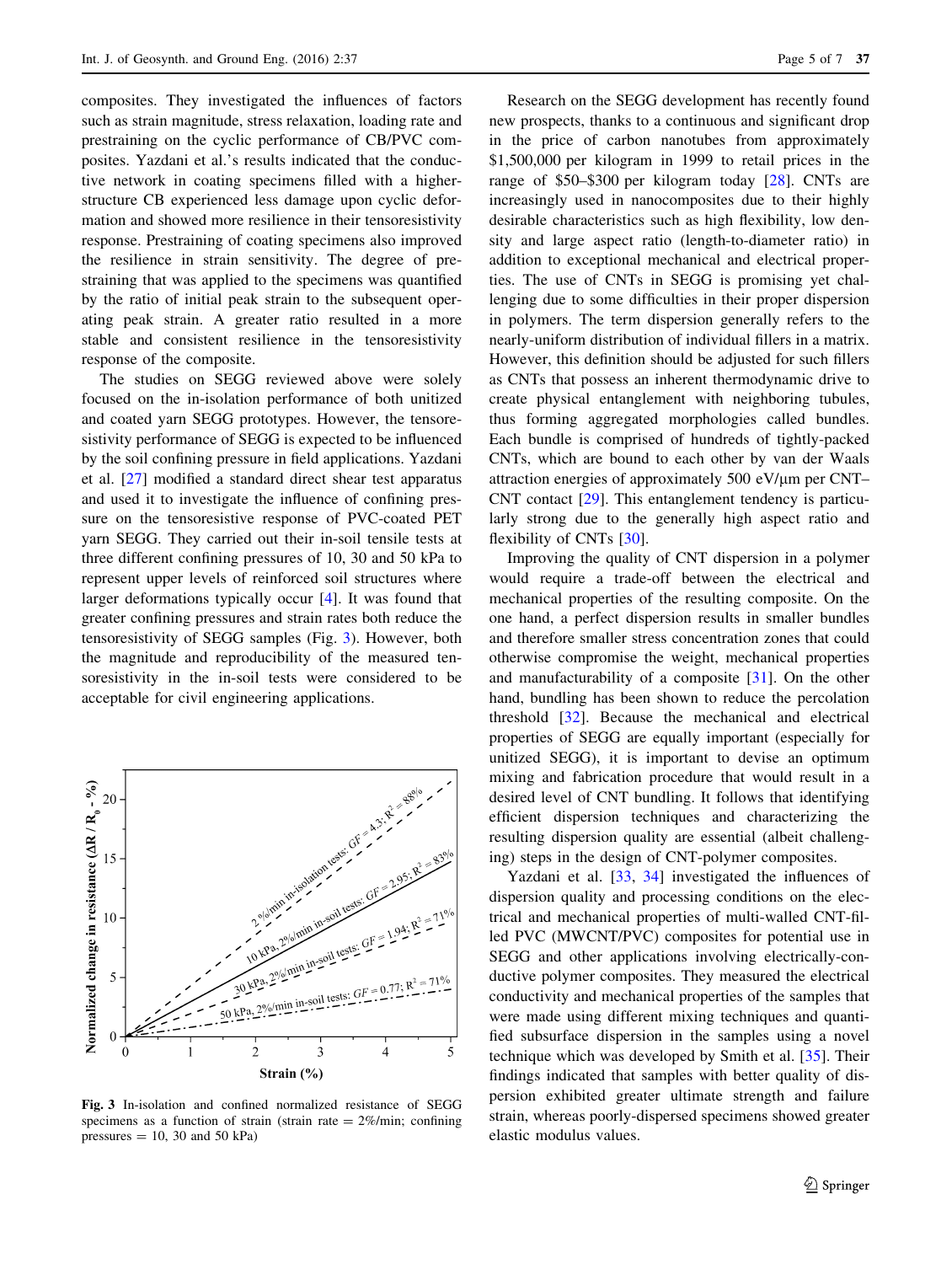composites. They investigated the influences of factors such as strain magnitude, stress relaxation, loading rate and prestraining on the cyclic performance of CB/PVC composites. Yazdani et al.'s results indicated that the conductive network in coating specimens filled with a higher-structure CB experienced less damage upon cyclic deformation and showed more resilience in their tensoresistivity response. Prestraining of coating specimens also improved the resilience in strain sensitivity. The degree of prestraining that was applied to the specimens was quantified by the ratio of initial peak strain to the subsequent operating peak strain. A greater ratio resulted in a more stable and consistent resilience in the tensoresistivity response of the composite.

The studies on SEGG reviewed above were solely focused on the in-isolation performance of both unitized and coated yarn SEGG prototypes. However, the tensoresistivity performance of SEGG is expected to be influenced by the soil confining pressure in field applications. Yazdani et al. [27] modified a standard direct shear test apparatus and used it to investigate the influence of confining pressure on the tensoresistive response of PVC-coated PET yarn SEGG. They carried out their in-soil tensile tests at three different confining pressures of 10, 30 and 50 kPa to represent upper levels of reinforced soil structures where larger deformations typically occur [4]. It was found that greater confining pressures and strain rates both reduce the tensoresistivity of SEGG samples (Fig. 3). However, both the magnitude and reproducibility of the measured tensoresistivity in the in-soil tests were considered to be acceptable for civil engineering applications.

Normalized change in resistance ($\Delta R / R_0$ - %)

Strain (%)

2 %/min in-isolation tests: $GF = 4.3$; $R^2 = 88\%$

10 kPa, 2%/min in-soil tests: $GF = 2.95$; $R^2 = 83\%$

30 kPa, 2%/min in-soil tests: $GF = 1.94$; $R^2 = 71\%$

50 kPa, 2%/min in-soil tests: $GF = 0.77$; $R^2 = 71\%$

**Fig. 3** In-isolation and confined normalized resistance of SEGG specimens as a function of strain (strain rate = 2%/min; confining pressures = 10, 30 and 50 kPa)

Research on the SEGG development has recently found new prospects, thanks to a continuous and significant drop in the price of carbon nanotubes from approximately \$1,500,000 per kilogram in 1999 to retail prices in the range of \$50–\$300 per kilogram today [28]. CNTs are increasingly used in nanocomposites due to their highly desirable characteristics such as high flexibility, low density and large aspect ratio (length-to-diameter ratio) in addition to exceptional mechanical and electrical properties. The use of CNTs in SEGG is promising yet challenging due to some difficulties in their proper dispersion in polymers. The term dispersion generally refers to the nearly-uniform distribution of individual fillers in a matrix. However, this definition should be adjusted for such fillers as CNTs that possess an inherent thermodynamic drive to create physical entanglement with neighboring tubules, thus forming aggregated morphologies called bundles. Each bundle is comprised of hundreds of tightly-packed CNTs, which are bound to each other by van der Waals attraction energies of approximately 500 eV/μm per CNT–CNT contact [29]. This entanglement tendency is particularly strong due to the generally high aspect ratio and flexibility of CNTs [30].

Improving the quality of CNT dispersion in a polymer would require a trade-off between the electrical and mechanical properties of the resulting composite. On the one hand, a perfect dispersion results in smaller bundles and therefore smaller stress concentration zones that could otherwise compromise the weight, mechanical properties and manufacturability of a composite [31]. On the other hand, bundling has been shown to reduce the percolation threshold [32]. Because the mechanical and electrical properties of SEGG are equally important (especially for unitized SEGG), it is important to devise an optimum mixing and fabrication procedure that would result in a desired level of CNT bundling. It follows that identifying efficient dispersion techniques and characterizing the resulting dispersion quality are essential (albeit challenging) steps in the design of CNT-polymer composites.

Yazdani et al. [33, 34] investigated the influences of dispersion quality and processing conditions on the electrical and mechanical properties of multi-walled CNT-filled PVC (MWCNT/PVC) composites for potential use in SEGG and other applications involving electrically-conductive polymer composites. They measured the electrical conductivity and mechanical properties of the samples that were made using different mixing techniques and quantified subsurface dispersion in the samples using a novel technique which was developed by Smith et al. [35]. Their findings indicated that samples with better quality of dispersion exhibited greater ultimate strength and failure strain, whereas poorly-dispersed specimens showed greater elastic modulus values.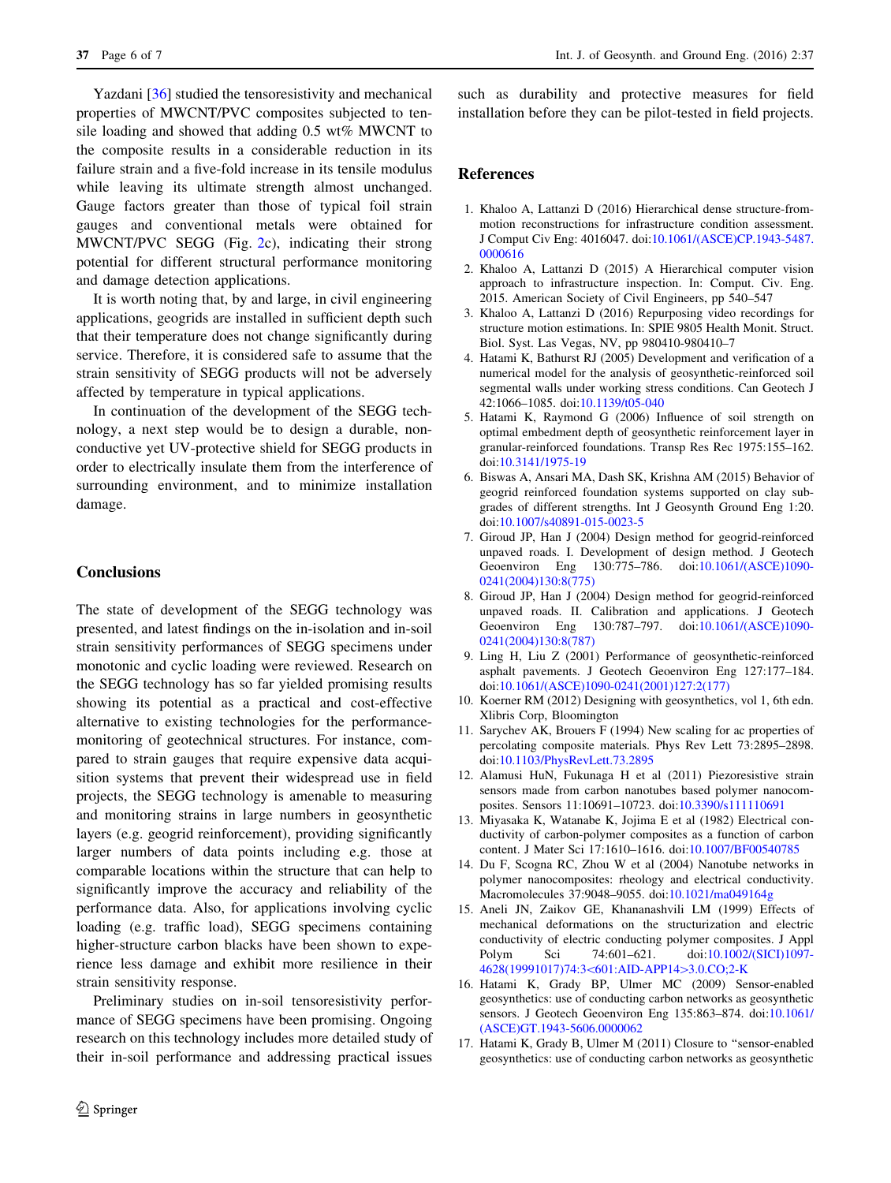Yazdani [36] studied the tensoresistivity and mechanical properties of MWCNT/PVC composites subjected to tensile loading and showed that adding 0.5 wt% MWCNT to the composite results in a considerable reduction in its failure strain and a five-fold increase in its tensile modulus while leaving its ultimate strength almost unchanged. Gauge factors greater than those of typical foil strain gauges and conventional metals were obtained for MWCNT/PVC SEGG (Fig. 2c), indicating their strong potential for different structural performance monitoring and damage detection applications.

It is worth noting that, by and large, in civil engineering applications, geogrids are installed in sufficient depth such that their temperature does not change significantly during service. Therefore, it is considered safe to assume that the strain sensitivity of SEGG products will not be adversely affected by temperature in typical applications.

In continuation of the development of the SEGG technology, a next step would be to design a durable, non-conductive yet UV-protective shield for SEGG products in order to electrically insulate them from the interference of surrounding environment, and to minimize installation damage.

## Conclusions

The state of development of the SEGG technology was presented, and latest findings on the in-isolation and in-soil strain sensitivity performances of SEGG specimens under monotonic and cyclic loading were reviewed. Research on the SEGG technology has so far yielded promising results showing its potential as a practical and cost-effective alternative to existing technologies for the performance-monitoring of geotechnical structures. For instance, compared to strain gauges that require expensive data acquisition systems that prevent their widespread use in field projects, the SEGG technology is amenable to measuring and monitoring strains in large numbers in geosynthetic layers (e.g. geogrid reinforcement), providing significantly larger numbers of data points including e.g. those at comparable locations within the structure that can help to significantly improve the accuracy and reliability of the performance data. Also, for applications involving cyclic loading (e.g. traffic load), SEGG specimens containing higher-structure carbon blacks have been shown to experience less damage and exhibit more resilience in their strain sensitivity response.

Preliminary studies on in-soil tensoresistivity performance of SEGG specimens have been promising. Ongoing research on this technology includes more detailed study of their in-soil performance and addressing practical issues such as durability and protective measures for field installation before they can be pilot-tested in field projects.

## References

1. Khaloo A, Lattanzi D (2016) Hierarchical dense structure-from-motion reconstructions for infrastructure condition assessment. J Comput Civ Eng: 4016047. doi:10.1061/(ASCE)CP.1943-5487.0000616
2. Khaloo A, Lattanzi D (2015) A Hierarchical computer vision approach to infrastructure inspection. In: Comput. Civ. Eng. 2015. American Society of Civil Engineers, pp 540–547
3. Khaloo A, Lattanzi D (2016) Repurposing video recordings for structure motion estimations. In: SPIE 9805 Health Monit. Struct. Biol. Syst. Las Vegas, NV, pp 980410-980410–7
4. Hatami K, Bathurst RJ (2005) Development and verification of a numerical model for the analysis of geosynthetic-reinforced soil segmental walls under working stress conditions. Can Geotech J 42:1066–1085. doi:10.1139/t05-040
5. Hatami K, Raymond G (2006) Influence of soil strength on optimal embedment depth of geosynthetic reinforcement layer in granular-reinforced foundations. Transp Res Rec 1975:155–162. doi:10.3141/1975-19
6. Biswas A, Ansari MA, Dash SK, Krishna AM (2015) Behavior of geogrid reinforced foundation systems supported on clay subgrades of different strengths. Int J Geosynth Ground Eng 1:20. doi:10.1007/s40891-015-0023-5
7. Giroud JP, Han J (2004) Design method for geogrid-reinforced unpaved roads. I. Development of design method. J Geotech Geoenviron Eng 130:775–786. doi:10.1061/(ASCE)1090-0241(2004)130:8(775)
8. Giroud JP, Han J (2004) Design method for geogrid-reinforced unpaved roads. II. Calibration and applications. J Geotech Geoenviron Eng 130:787–797. doi:10.1061/(ASCE)1090-0241(2004)130:8(787)
9. Ling H, Liu Z (2001) Performance of geosynthetic-reinforced asphalt pavements. J Geotech Geoenviron Eng 127:177–184. doi:10.1061/(ASCE)1090-0241(2001)127:2(177)
10. Koerner RM (2012) Designing with geosynthetics, vol 1, 6th edn. Xlibris Corp, Bloomington
11. Sarychev AK, Brouers F (1994) New scaling for ac properties of percolating composite materials. Phys Rev Lett 73:2895–2898. doi:10.1103/PhysRevLett.73.2895
12. Alamusi HuN, Fukunaga H et al (2011) Piezoresistive strain sensors made from carbon nanotubes based polymer nanocomposites. Sensors 11:10691–10723. doi:10.3390/s111110691
13. Miyasaka K, Watanabe K, Jojima E et al (1982) Electrical conductivity of carbon-polymer composites as a function of carbon content. J Mater Sci 17:1610–1616. doi:10.1007/BF00540785
14. Du F, Scogna RC, Zhou W et al (2004) Nanotube networks in polymer nanocomposites: rheology and electrical conductivity. Macromolecules 37:9048–9055. doi:10.1021/ma049164g
15. Aneli JN, Zaikov GE, Khananashvili LM (1999) Effects of mechanical deformations on the structurization and electric conductivity of electric conducting polymer composites. J Appl Polym Sci 74:601–621. doi:10.1002/(SICI)1097-4628(19991017)74:3<601:AID-APP14>3.0.CO;2-K
16. Hatami K, Grady BP, Ulmer MC (2009) Sensor-enabled geosynthetics: use of conducting carbon networks as geosynthetic sensors. J Geotech Geoenviron Eng 135:863–874. doi:10.1061/(ASCE)GT.1943-5606.0000062
17. Hatami K, Grady B, Ulmer M (2011) Closure to "sensor-enabled geosynthetics: use of conducting carbon networks as geosynthetic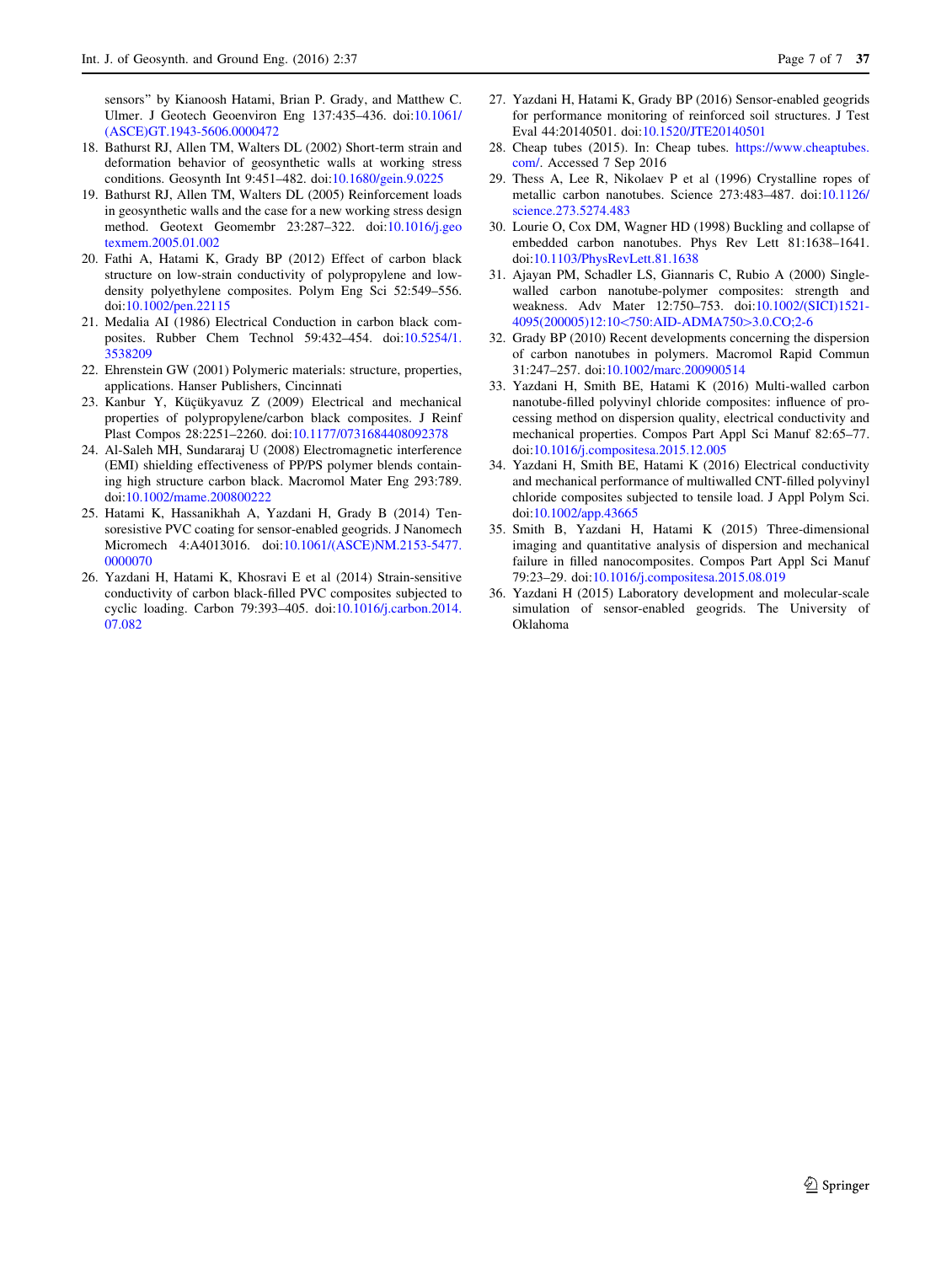sensors" by Kianoosh Hatami, Brian P. Grady, and Matthew C. Ulmer. J Geotech Geoenviron Eng 137:435–436. doi:10.1061/(ASCE)GT.1943-5606.0000472

18. Bathurst RJ, Allen TM, Walters DL (2002) Short-term strain and deformation behavior of geosynthetic walls at working stress conditions. Geosynth Int 9:451–482. doi:10.1680/gein.9.0225
19. Bathurst RJ, Allen TM, Walters DL (2005) Reinforcement loads in geosynthetic walls and the case for a new working stress design method. Geotext Geomembr 23:287–322. doi:10.1016/j.geotexmem.2005.01.002
20. Fathi A, Hatami K, Grady BP (2012) Effect of carbon black structure on low-strain conductivity of polypropylene and low-density polyethylene composites. Polym Eng Sci 52:549–556. doi:10.1002/pen.22115
21. Medalia AI (1986) Electrical Conduction in carbon black composites. Rubber Chem Technol 59:432–454. doi:10.5254/1.3538209
22. Ehrenstein GW (2001) Polymeric materials: structure, properties, applications. Hanser Publishers, Cincinnati
23. Kanbur Y, Küçükyavuz Z (2009) Electrical and mechanical properties of polypropylene/carbon black composites. J Reinf Plast Compos 28:2251–2260. doi:10.1177/0731684408092378
24. Al-Saleh MH, Sundararaj U (2008) Electromagnetic interference (EMI) shielding effectiveness of PP/PS polymer blends containing high structure carbon black. Macromol Mater Eng 293:789. doi:10.1002/mame.200800222
25. Hatami K, Hassanikhah A, Yazdani H, Grady B (2014) Tensoresistive PVC coating for sensor-enabled geogrids. J Nanomech Micromech 4:A4013016. doi:10.1061/(ASCE)NM.2153-5477.0000070
26. Yazdani H, Hatami K, Khosravi E et al (2014) Strain-sensitive conductivity of carbon black-filled PVC composites subjected to cyclic loading. Carbon 79:393–405. doi:10.1016/j.carbon.2014.07.082
27. Yazdani H, Hatami K, Grady BP (2016) Sensor-enabled geogrids for performance monitoring of reinforced soil structures. J Test Eval 44:20140501. doi:10.1520/JTE20140501
28. Cheap tubes (2015). In: Cheap tubes. https://www.cheaptubes.com/. Accessed 7 Sep 2016
29. Thess A, Lee R, Nikolaev P et al (1996) Crystalline ropes of metallic carbon nanotubes. Science 273:483–487. doi:10.1126/science.273.5274.483
30. Lourie O, Cox DM, Wagner HD (1998) Buckling and collapse of embedded carbon nanotubes. Phys Rev Lett 81:1638–1641. doi:10.1103/PhysRevLett.81.1638
31. Ajayan PM, Schadler LS, Giannaris C, Rubio A (2000) Single-walled carbon nanotube-polymer composites: strength and weakness. Adv Mater 12:750–753. doi:10.1002/(SICI)1521-4095(200005)12:10<750:AID-ADMA750>3.0.CO;2-6
32. Grady BP (2010) Recent developments concerning the dispersion of carbon nanotubes in polymers. Macromol Rapid Commun 31:247–257. doi:10.1002/marc.200900514
33. Yazdani H, Smith BE, Hatami K (2016) Multi-walled carbon nanotube-filled polyvinyl chloride composites: influence of processing method on dispersion quality, electrical conductivity and mechanical properties. Compos Part Appl Sci Manuf 82:65–77. doi:10.1016/j.compositesa.2015.12.005
34. Yazdani H, Smith BE, Hatami K (2016) Electrical conductivity and mechanical performance of multiwalled CNT-filled polyvinyl chloride composites subjected to tensile load. J Appl Polym Sci. doi:10.1002/app.43665
35. Smith B, Yazdani H, Hatami K (2015) Three-dimensional imaging and quantitative analysis of dispersion and mechanical failure in filled nanocomposites. Compos Part Appl Sci Manuf 79:23–29. doi:10.1016/j.compositesa.2015.08.019
36. Yazdani H (2015) Laboratory development and molecular-scale simulation of sensor-enabled geogrids. The University of Oklahoma